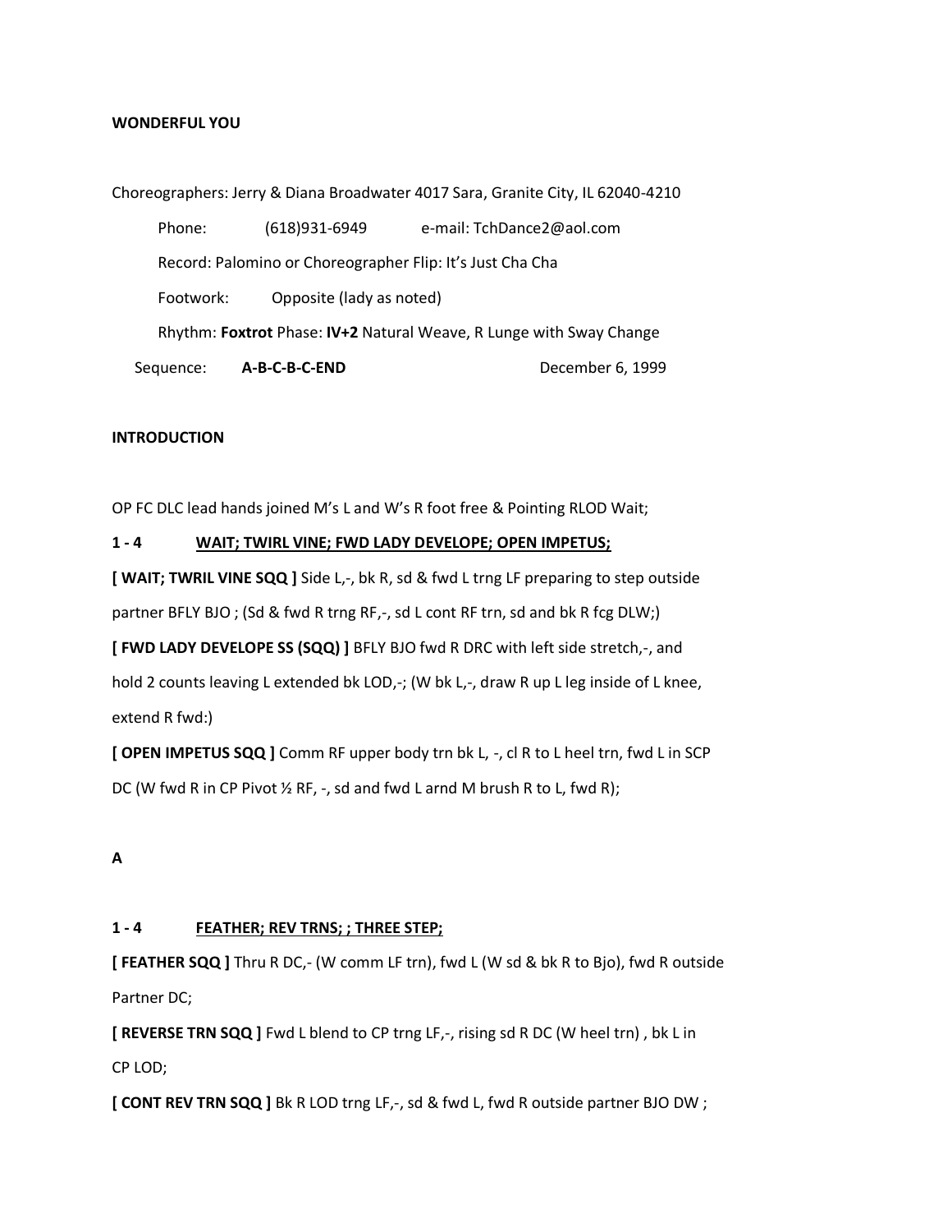**WONDERFUL YOU**

Choreographers: Jerry & Diana Broadwater 4017 Sara, Granite City, IL 62040-4210

Phone: (618)931-6949 e-mail: TchDance2@aol.com

Record: Palomino or Choreographer Flip: It's Just Cha Cha

Footwork: Opposite (lady as noted)

Rhythm: **Foxtrot** Phase: **IV+2** Natural Weave, R Lunge with Sway Change

Sequence: **A-B-C-B-C-END** December 6, 1999

**INTRODUCTION**

OP FC DLC lead hands joined M's L and W's R foot free & Pointing RLOD Wait;

**1 - 4** <u>**WAIT; TWIRL VINE; FWD LADY DEVELOPE; OPEN IMPETUS;**</u>

**[ WAIT; TWRIL VINE SQQ ]** Side L,-, bk R, sd & fwd L trng LF preparing to step outside partner BFLY BJO ; (Sd & fwd R trng RF,-, sd L cont RF trn, sd and bk R fcg DLW;)

**[ FWD LADY DEVELOPE SS (SQQ) ]** BFLY BJO fwd R DRC with left side stretch,-, and hold 2 counts leaving L extended bk LOD,-; (W bk L,-, draw R up L leg inside of L knee, extend R fwd:)

**[ OPEN IMPETUS SQQ ]** Comm RF upper body trn bk L, -, cl R to L heel trn, fwd L in SCP DC (W fwd R in CP Pivot ½ RF, -, sd and fwd L arnd M brush R to L, fwd R);

**A**

**1 - 4** <u>**FEATHER; REV TRNS; ; THREE STEP;**</u>

**[ FEATHER SQQ ]** Thru R DC,- (W comm LF trn), fwd L (W sd & bk R to Bjo), fwd R outside Partner DC;

**[ REVERSE TRN SQQ ]** Fwd L blend to CP trng LF,-, rising sd R DC (W heel trn) , bk L in CP LOD;

**[ CONT REV TRN SQQ ]** Bk R LOD trng LF,-, sd & fwd L, fwd R outside partner BJO DW ;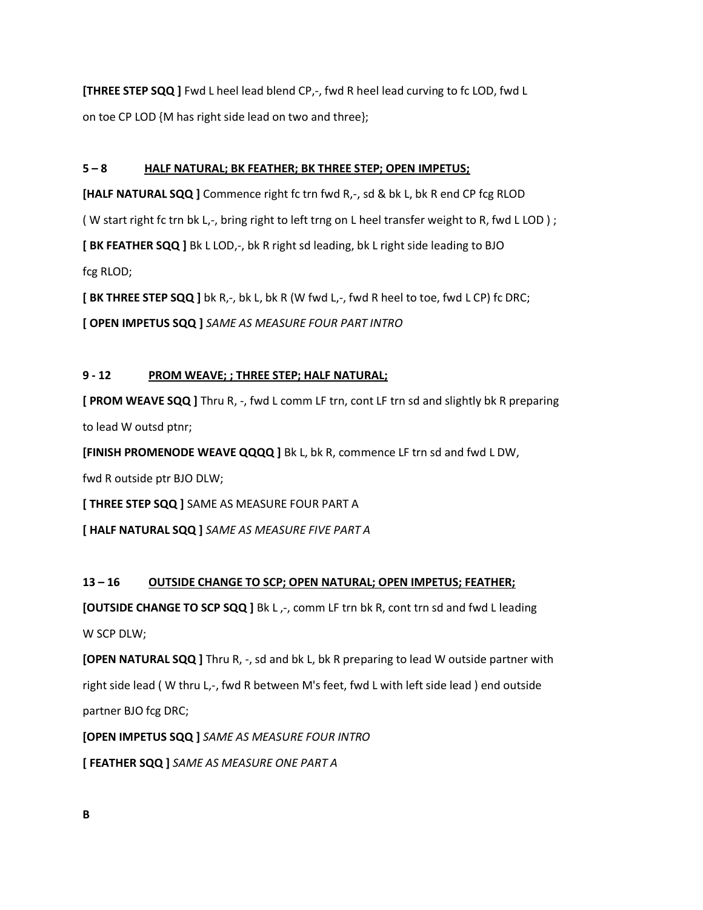**[THREE STEP SQQ ]** Fwd L heel lead blend CP,-, fwd R heel lead curving to fc LOD, fwd L on toe CP LOD {M has right side lead on two and three};

**5 – 8 <u>HALF NATURAL; BK FEATHER; BK THREE STEP; OPEN IMPETUS;</u>**

**[HALF NATURAL SQQ ]** Commence right fc trn fwd R,-, sd & bk L, bk R end CP fcg RLOD ( W start right fc trn bk L,-, bring right to left trng on L heel transfer weight to R, fwd L LOD ) ;

**[ BK FEATHER SQQ ]** Bk L LOD,-, bk R right sd leading, bk L right side leading to BJO fcg RLOD;

**[ BK THREE STEP SQQ ]** bk R,-, bk L, bk R (W fwd L,-, fwd R heel to toe, fwd L CP) fc DRC;

**[ OPEN IMPETUS SQQ ]** *SAME AS MEASURE FOUR PART INTRO*

**9 - 12 <u>PROM WEAVE; ; THREE STEP; HALF NATURAL;</u>**

**[ PROM WEAVE SQQ ]** Thru R, -, fwd L comm LF trn, cont LF trn sd and slightly bk R preparing to lead W outsd ptnr;

**[FINISH PROMENODE WEAVE QQQQ ]** Bk L, bk R, commence LF trn sd and fwd L DW, fwd R outside ptr BJO DLW;

**[ THREE STEP SQQ ]** SAME AS MEASURE FOUR PART A

**[ HALF NATURAL SQQ ]** *SAME AS MEASURE FIVE PART A*

**13 – 16 <u>OUTSIDE CHANGE TO SCP; OPEN NATURAL; OPEN IMPETUS; FEATHER;</u>**

**[OUTSIDE CHANGE TO SCP SQQ ]** Bk L ,-, comm LF trn bk R, cont trn sd and fwd L leading W SCP DLW;

**[OPEN NATURAL SQQ ]** Thru R, -, sd and bk L, bk R preparing to lead W outside partner with right side lead ( W thru L,-, fwd R between M's feet, fwd L with left side lead ) end outside partner BJO fcg DRC;

**[OPEN IMPETUS SQQ ]** *SAME AS MEASURE FOUR INTRO*

**[ FEATHER SQQ ]** *SAME AS MEASURE ONE PART A*

**B**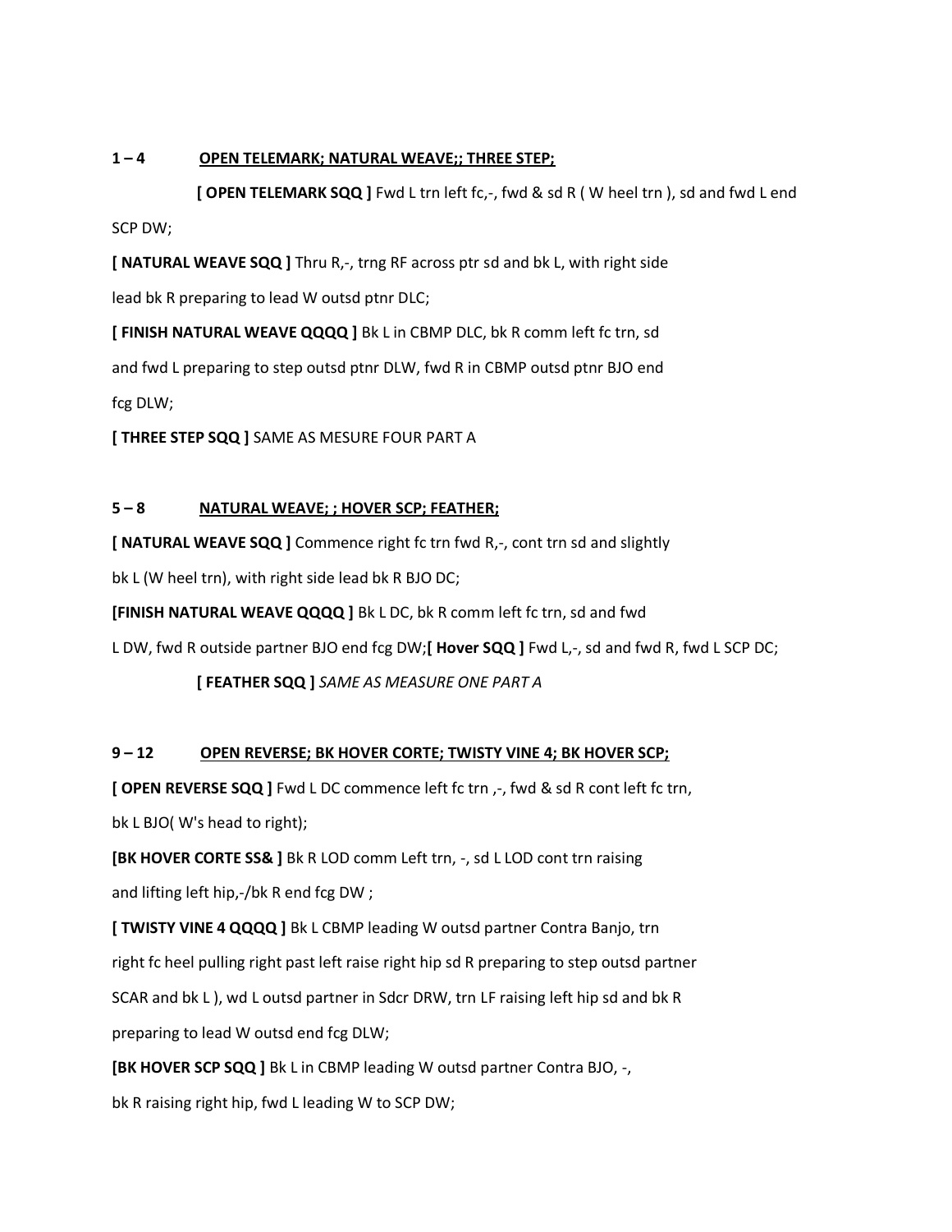**1 – 4 <u>OPEN TELEMARK; NATURAL WEAVE;; THREE STEP;</u>**

**[ OPEN TELEMARK SQQ ]** Fwd L trn left fc,-, fwd & sd R ( W heel trn ), sd and fwd L end SCP DW;

**[ NATURAL WEAVE SQQ ]** Thru R,-, trng RF across ptr sd and bk L, with right side lead bk R preparing to lead W outsd ptnr DLC;

**[ FINISH NATURAL WEAVE QQQQ ]** Bk L in CBMP DLC, bk R comm left fc trn, sd and fwd L preparing to step outsd ptnr DLW, fwd R in CBMP outsd ptnr BJO end fcg DLW;

**[ THREE STEP SQQ ]** SAME AS MESURE FOUR PART A

**5 – 8 <u>NATURAL WEAVE; ; HOVER SCP; FEATHER;</u>**

**[ NATURAL WEAVE SQQ ]** Commence right fc trn fwd R,-, cont trn sd and slightly bk L (W heel trn), with right side lead bk R BJO DC;

**[FINISH NATURAL WEAVE QQQQ ]** Bk L DC, bk R comm left fc trn, sd and fwd L DW, fwd R outside partner BJO end fcg DW;**[ Hover SQQ ]** Fwd L,-, sd and fwd R, fwd L SCP DC;

**[ FEATHER SQQ ]** *SAME AS MEASURE ONE PART A*

**9 – 12 <u>OPEN REVERSE; BK HOVER CORTE; TWISTY VINE 4; BK HOVER SCP;</u>**

**[ OPEN REVERSE SQQ ]** Fwd L DC commence left fc trn ,-, fwd & sd R cont left fc trn, bk L BJO( W's head to right);

**[BK HOVER CORTE SS& ]** Bk R LOD comm Left trn, -, sd L LOD cont trn raising and lifting left hip,-/bk R end fcg DW ;

**[ TWISTY VINE 4 QQQQ ]** Bk L CBMP leading W outsd partner Contra Banjo, trn right fc heel pulling right past left raise right hip sd R preparing to step outsd partner SCAR and bk L ), wd L outsd partner in Sdcr DRW, trn LF raising left hip sd and bk R preparing to lead W outsd end fcg DLW;

**[BK HOVER SCP SQQ ]** Bk L in CBMP leading W outsd partner Contra BJO, -, bk R raising right hip, fwd L leading W to SCP DW;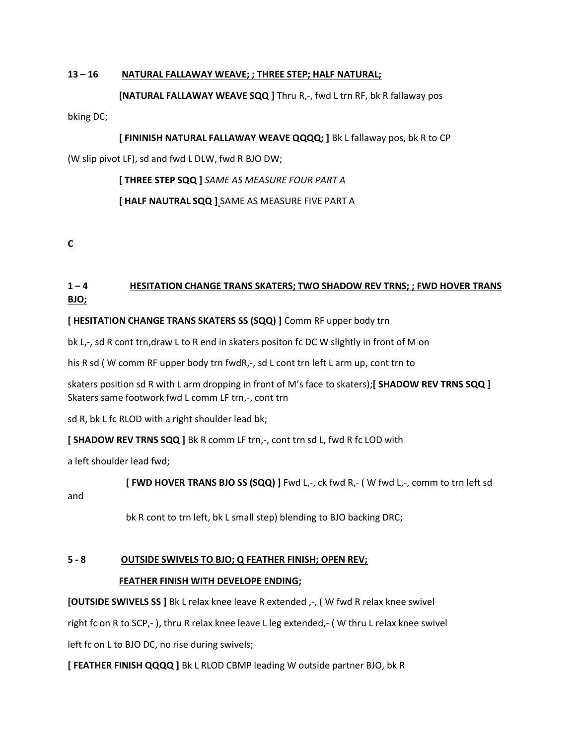**13 – 16 NATURAL FALLAWAY WEAVE; ; THREE STEP; HALF NATURAL;**

**[NATURAL FALLAWAY WEAVE SQQ ]** Thru R,-, fwd L trn RF, bk R fallaway pos bking DC;

**[ FININISH NATURAL FALLAWAY WEAVE QQQQ; ]** Bk L fallaway pos, bk R to CP (W slip pivot LF), sd and fwd L DLW, fwd R BJO DW;

**[ THREE STEP SQQ ]** *SAME AS MEASURE FOUR PART A*

**[ HALF NAUTRAL SQQ ]** SAME AS MEASURE FIVE PART A

**C**

**1 – 4 HESITATION CHANGE TRANS SKATERS; TWO SHADOW REV TRNS; ; FWD HOVER TRANS BJO;**

**[ HESITATION CHANGE TRANS SKATERS SS (SQQ) ]** Comm RF upper body trn bk L,-, sd R cont trn,draw L to R end in skaters positon fc DC W slightly in front of M on his R sd ( W comm RF upper body trn fwdR,-, sd L cont trn left L arm up, cont trn to skaters position sd R with L arm dropping in front of M's face to skaters);**[ SHADOW REV TRNS SQQ ]** Skaters same footwork fwd L comm LF trn,-, cont trn sd R, bk L fc RLOD with a right shoulder lead bk;

**[ SHADOW REV TRNS SQQ ]** Bk R comm LF trn,-, cont trn sd L, fwd R fc LOD with a left shoulder lead fwd;

**[ FWD HOVER TRANS BJO SS (SQQ) ]** Fwd L,-, ck fwd R,- ( W fwd L,-, comm to trn left sd and bk R cont to trn left, bk L small step) blending to BJO backing DRC;

**5 - 8 OUTSIDE SWIVELS TO BJO; Q FEATHER FINISH; OPEN REV; FEATHER FINISH WITH DEVELOPE ENDING;**

**[OUTSIDE SWIVELS SS ]** Bk L relax knee leave R extended ,-, ( W fwd R relax knee swivel right fc on R to SCP,- ), thru R relax knee leave L leg extended,- ( W thru L relax knee swivel left fc on L to BJO DC, no rise during swivels;

**[ FEATHER FINISH QQQQ ]** Bk L RLOD CBMP leading W outside partner BJO, bk R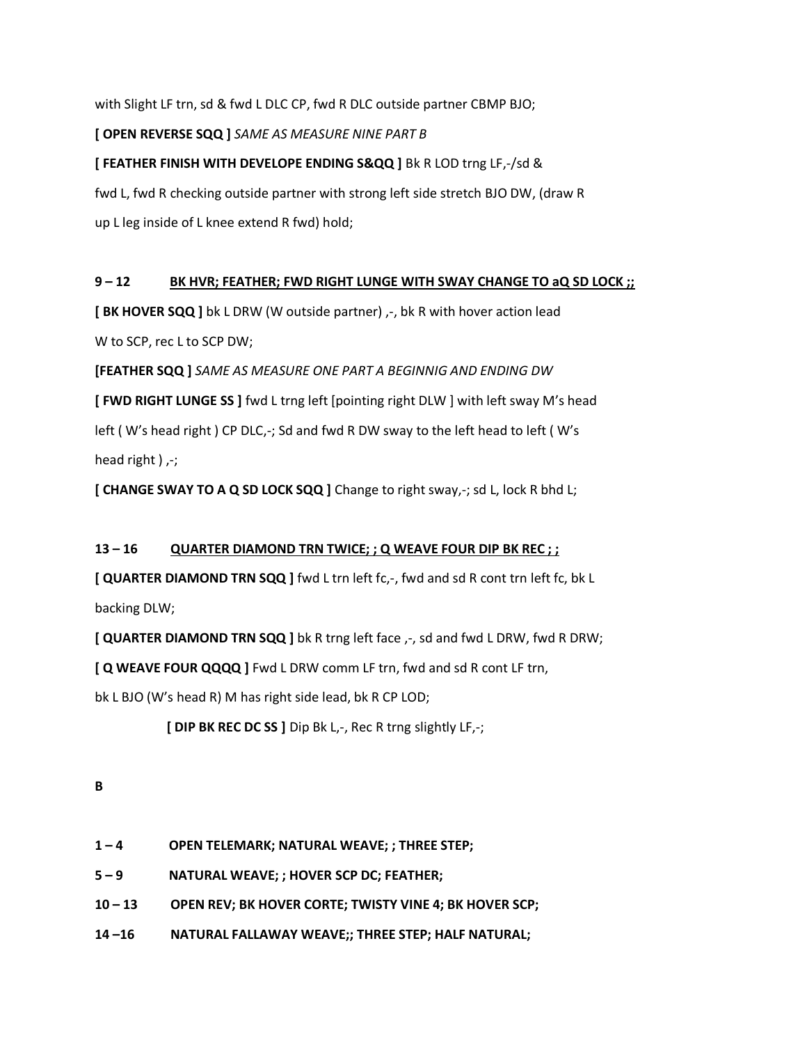with Slight LF trn, sd & fwd L DLC CP, fwd R DLC outside partner CBMP BJO;

**[ OPEN REVERSE SQQ ]** *SAME AS MEASURE NINE PART B*

**[ FEATHER FINISH WITH DEVELOPE ENDING S&QQ ]** Bk R LOD trng LF,-/sd & fwd L, fwd R checking outside partner with strong left side stretch BJO DW, (draw R up L leg inside of L knee extend R fwd) hold;

**9 – 12 <u>BK HVR; FEATHER; FWD RIGHT LUNGE WITH SWAY CHANGE TO aQ SD LOCK ;;</u>**

**[ BK HOVER SQQ ]** bk L DRW (W outside partner) ,-, bk R with hover action lead W to SCP, rec L to SCP DW;

**[FEATHER SQQ ]** *SAME AS MEASURE ONE PART A BEGINNIG AND ENDING DW*

**[ FWD RIGHT LUNGE SS ]** fwd L trng left [pointing right DLW ] with left sway M's head left ( W's head right ) CP DLC,-; Sd and fwd R DW sway to the left head to left ( W's head right ) ,-;

**[ CHANGE SWAY TO A Q SD LOCK SQQ ]** Change to right sway,-; sd L, lock R bhd L;

**13 – 16 <u>QUARTER DIAMOND TRN TWICE; ; Q WEAVE FOUR DIP BK REC ; ;</u>**

**[ QUARTER DIAMOND TRN SQQ ]** fwd L trn left fc,-, fwd and sd R cont trn left fc, bk L backing DLW;

**[ QUARTER DIAMOND TRN SQQ ]** bk R trng left face ,-, sd and fwd L DRW, fwd R DRW;

**[ Q WEAVE FOUR QQQQ ]** Fwd L DRW comm LF trn, fwd and sd R cont LF trn, bk L BJO (W's head R) M has right side lead, bk R CP LOD;

**[ DIP BK REC DC SS ]** Dip Bk L,-, Rec R trng slightly LF,-;

**B**

**1 – 4 OPEN TELEMARK; NATURAL WEAVE; ; THREE STEP;**

**5 – 9 NATURAL WEAVE; ; HOVER SCP DC; FEATHER;**

**10 – 13 OPEN REV; BK HOVER CORTE; TWISTY VINE 4; BK HOVER SCP;**

**14 –16 NATURAL FALLAWAY WEAVE;; THREE STEP; HALF NATURAL;**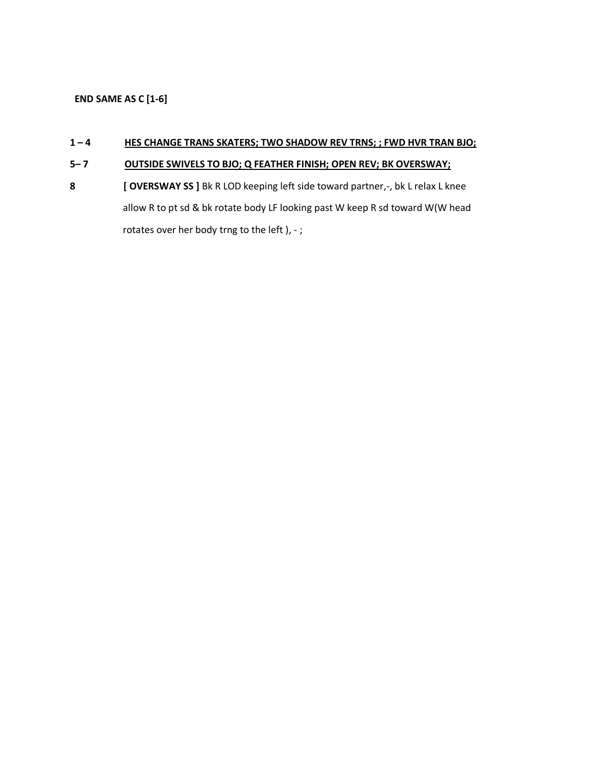**END SAME AS C [1-6]**

**1 – 4** <u>**HES CHANGE TRANS SKATERS; TWO SHADOW REV TRNS; ; FWD HVR TRAN BJO;**</u>

**5– 7** <u>**OUTSIDE SWIVELS TO BJO; Q FEATHER FINISH; OPEN REV; BK OVERSWAY;**</u>

**8** **[ OVERSWAY SS ]** Bk R LOD keeping left side toward partner,-, bk L relax L knee allow R to pt sd & bk rotate body LF looking past W keep R sd toward W(W head rotates over her body trng to the left ), - ;